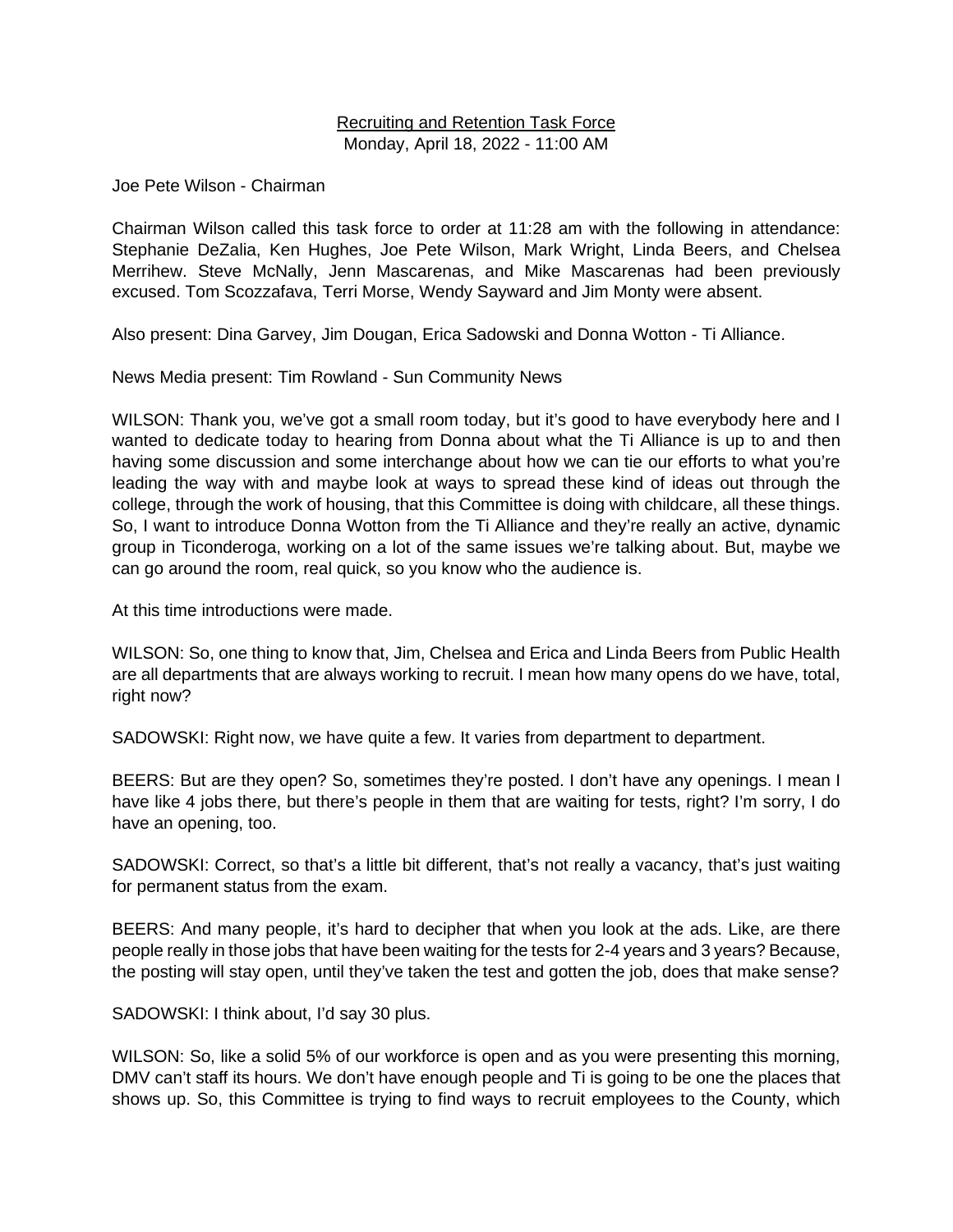<u>Recruiting and Retention Task Force</u>

Monday, April 18, 2022 - 11:00 AM

Joe Pete Wilson - Chairman

Chairman Wilson called this task force to order at 11:28 am with the following in attendance: Stephanie DeZalia, Ken Hughes, Joe Pete Wilson, Mark Wright, Linda Beers, and Chelsea Merrihew. Steve McNally, Jenn Mascarenas, and Mike Mascarenas had been previously excused. Tom Scozzafava, Terri Morse, Wendy Sayward and Jim Monty were absent.

Also present: Dina Garvey, Jim Dougan, Erica Sadowski and Donna Wotton - Ti Alliance.

News Media present: Tim Rowland - Sun Community News

WILSON: Thank you, we've got a small room today, but it's good to have everybody here and I wanted to dedicate today to hearing from Donna about what the Ti Alliance is up to and then having some discussion and some interchange about how we can tie our efforts to what you're leading the way with and maybe look at ways to spread these kind of ideas out through the college, through the work of housing, that this Committee is doing with childcare, all these things. So, I want to introduce Donna Wotton from the Ti Alliance and they're really an active, dynamic group in Ticonderoga, working on a lot of the same issues we're talking about. But, maybe we can go around the room, real quick, so you know who the audience is.

At this time introductions were made.

WILSON: So, one thing to know that, Jim, Chelsea and Erica and Linda Beers from Public Health are all departments that are always working to recruit. I mean how many opens do we have, total, right now?

SADOWSKI: Right now, we have quite a few. It varies from department to department.

BEERS: But are they open? So, sometimes they're posted. I don't have any openings. I mean I have like 4 jobs there, but there's people in them that are waiting for tests, right? I'm sorry, I do have an opening, too.

SADOWSKI: Correct, so that's a little bit different, that's not really a vacancy, that's just waiting for permanent status from the exam.

BEERS: And many people, it's hard to decipher that when you look at the ads. Like, are there people really in those jobs that have been waiting for the tests for 2-4 years and 3 years? Because, the posting will stay open, until they've taken the test and gotten the job, does that make sense?

SADOWSKI: I think about, I'd say 30 plus.

WILSON: So, like a solid 5% of our workforce is open and as you were presenting this morning, DMV can't staff its hours. We don't have enough people and Ti is going to be one the places that shows up. So, this Committee is trying to find ways to recruit employees to the County, which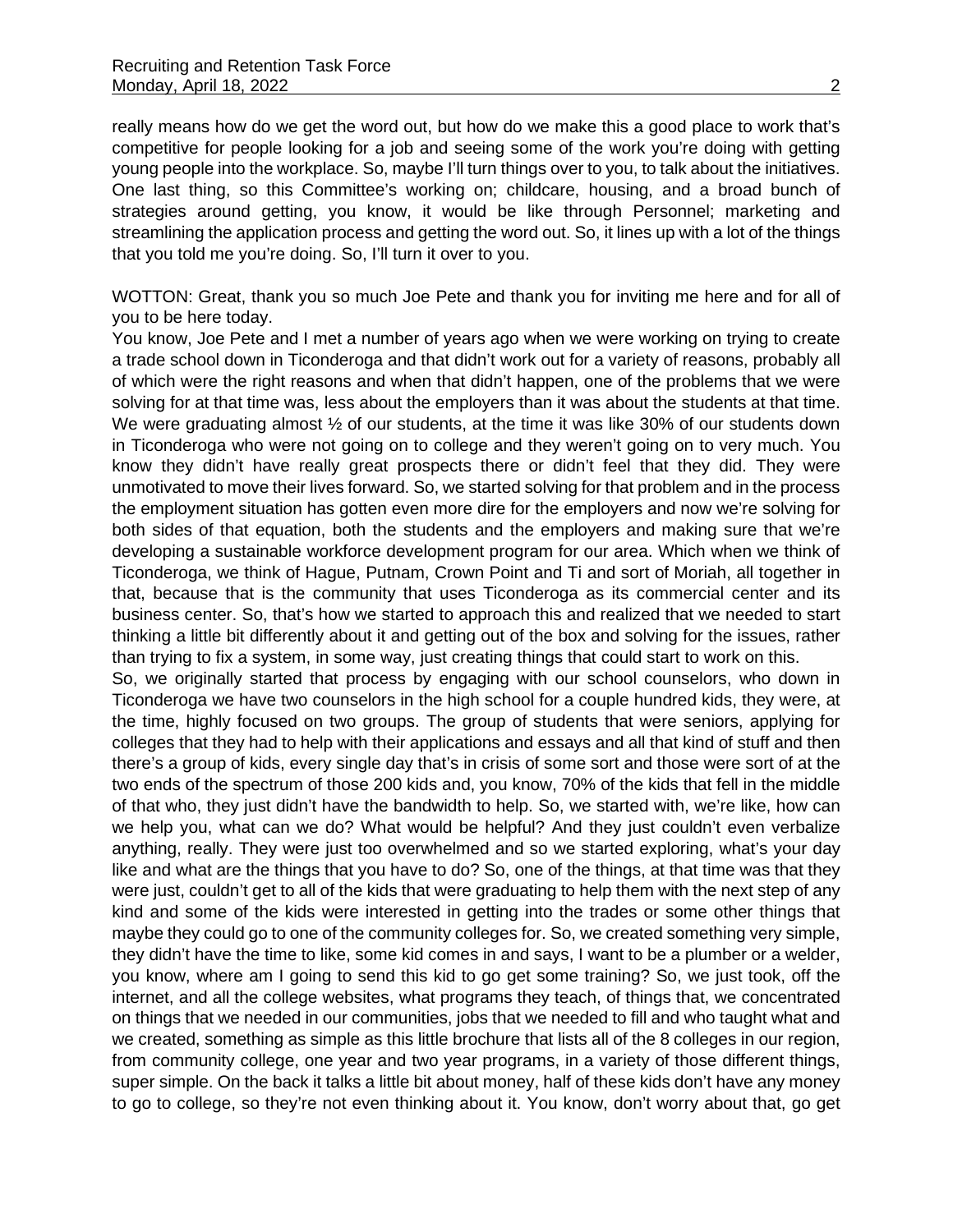really means how do we get the word out, but how do we make this a good place to work that's competitive for people looking for a job and seeing some of the work you're doing with getting young people into the workplace. So, maybe I'll turn things over to you, to talk about the initiatives. One last thing, so this Committee's working on; childcare, housing, and a broad bunch of strategies around getting, you know, it would be like through Personnel; marketing and streamlining the application process and getting the word out. So, it lines up with a lot of the things that you told me you're doing. So, I'll turn it over to you.

WOTTON: Great, thank you so much Joe Pete and thank you for inviting me here and for all of you to be here today.

You know, Joe Pete and I met a number of years ago when we were working on trying to create a trade school down in Ticonderoga and that didn't work out for a variety of reasons, probably all of which were the right reasons and when that didn't happen, one of the problems that we were solving for at that time was, less about the employers than it was about the students at that time. We were graduating almost ½ of our students, at the time it was like 30% of our students down in Ticonderoga who were not going on to college and they weren't going on to very much. You know they didn't have really great prospects there or didn't feel that they did. They were unmotivated to move their lives forward. So, we started solving for that problem and in the process the employment situation has gotten even more dire for the employers and now we're solving for both sides of that equation, both the students and the employers and making sure that we're developing a sustainable workforce development program for our area. Which when we think of Ticonderoga, we think of Hague, Putnam, Crown Point and Ti and sort of Moriah, all together in that, because that is the community that uses Ticonderoga as its commercial center and its business center. So, that's how we started to approach this and realized that we needed to start thinking a little bit differently about it and getting out of the box and solving for the issues, rather than trying to fix a system, in some way, just creating things that could start to work on this.

So, we originally started that process by engaging with our school counselors, who down in Ticonderoga we have two counselors in the high school for a couple hundred kids, they were, at the time, highly focused on two groups. The group of students that were seniors, applying for colleges that they had to help with their applications and essays and all that kind of stuff and then there's a group of kids, every single day that's in crisis of some sort and those were sort of at the two ends of the spectrum of those 200 kids and, you know, 70% of the kids that fell in the middle of that who, they just didn't have the bandwidth to help. So, we started with, we're like, how can we help you, what can we do? What would be helpful? And they just couldn't even verbalize anything, really. They were just too overwhelmed and so we started exploring, what's your day like and what are the things that you have to do? So, one of the things, at that time was that they were just, couldn't get to all of the kids that were graduating to help them with the next step of any kind and some of the kids were interested in getting into the trades or some other things that maybe they could go to one of the community colleges for. So, we created something very simple, they didn't have the time to like, some kid comes in and says, I want to be a plumber or a welder, you know, where am I going to send this kid to go get some training? So, we just took, off the internet, and all the college websites, what programs they teach, of things that, we concentrated on things that we needed in our communities, jobs that we needed to fill and who taught what and we created, something as simple as this little brochure that lists all of the 8 colleges in our region, from community college, one year and two year programs, in a variety of those different things, super simple. On the back it talks a little bit about money, half of these kids don't have any money to go to college, so they're not even thinking about it. You know, don't worry about that, go get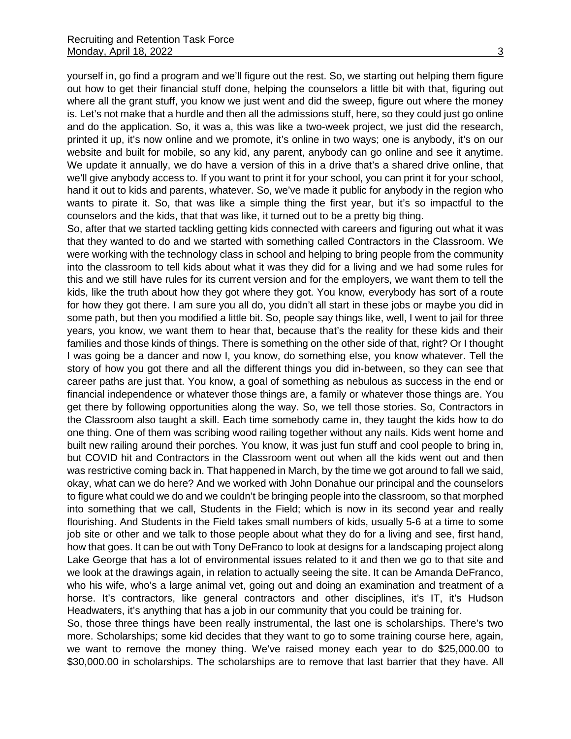yourself in, go find a program and we'll figure out the rest. So, we starting out helping them figure out how to get their financial stuff done, helping the counselors a little bit with that, figuring out where all the grant stuff, you know we just went and did the sweep, figure out where the money is. Let's not make that a hurdle and then all the admissions stuff, here, so they could just go online and do the application. So, it was a, this was like a two-week project, we just did the research, printed it up, it's now online and we promote, it's online in two ways; one is anybody, it's on our website and built for mobile, so any kid, any parent, anybody can go online and see it anytime. We update it annually, we do have a version of this in a drive that's a shared drive online, that we'll give anybody access to. If you want to print it for your school, you can print it for your school, hand it out to kids and parents, whatever. So, we've made it public for anybody in the region who wants to pirate it. So, that was like a simple thing the first year, but it's so impactful to the counselors and the kids, that that was like, it turned out to be a pretty big thing.

So, after that we started tackling getting kids connected with careers and figuring out what it was that they wanted to do and we started with something called Contractors in the Classroom. We were working with the technology class in school and helping to bring people from the community into the classroom to tell kids about what it was they did for a living and we had some rules for this and we still have rules for its current version and for the employers, we want them to tell the kids, like the truth about how they got where they got. You know, everybody has sort of a route for how they got there. I am sure you all do, you didn't all start in these jobs or maybe you did in some path, but then you modified a little bit. So, people say things like, well, I went to jail for three years, you know, we want them to hear that, because that's the reality for these kids and their families and those kinds of things. There is something on the other side of that, right? Or I thought I was going be a dancer and now I, you know, do something else, you know whatever. Tell the story of how you got there and all the different things you did in-between, so they can see that career paths are just that. You know, a goal of something as nebulous as success in the end or financial independence or whatever those things are, a family or whatever those things are. You get there by following opportunities along the way. So, we tell those stories. So, Contractors in the Classroom also taught a skill. Each time somebody came in, they taught the kids how to do one thing. One of them was scribing wood railing together without any nails. Kids went home and built new railing around their porches. You know, it was just fun stuff and cool people to bring in, but COVID hit and Contractors in the Classroom went out when all the kids went out and then was restrictive coming back in. That happened in March, by the time we got around to fall we said, okay, what can we do here? And we worked with John Donahue our principal and the counselors to figure what could we do and we couldn't be bringing people into the classroom, so that morphed into something that we call, Students in the Field; which is now in its second year and really flourishing. And Students in the Field takes small numbers of kids, usually 5-6 at a time to some job site or other and we talk to those people about what they do for a living and see, first hand, how that goes. It can be out with Tony DeFranco to look at designs for a landscaping project along Lake George that has a lot of environmental issues related to it and then we go to that site and we look at the drawings again, in relation to actually seeing the site. It can be Amanda DeFranco, who his wife, who's a large animal vet, going out and doing an examination and treatment of a horse. It's contractors, like general contractors and other disciplines, it's IT, it's Hudson Headwaters, it's anything that has a job in our community that you could be training for.

So, those three things have been really instrumental, the last one is scholarships. There's two more. Scholarships; some kid decides that they want to go to some training course here, again, we want to remove the money thing. We've raised money each year to do $25,000.00 to $30,000.00 in scholarships. The scholarships are to remove that last barrier that they have. All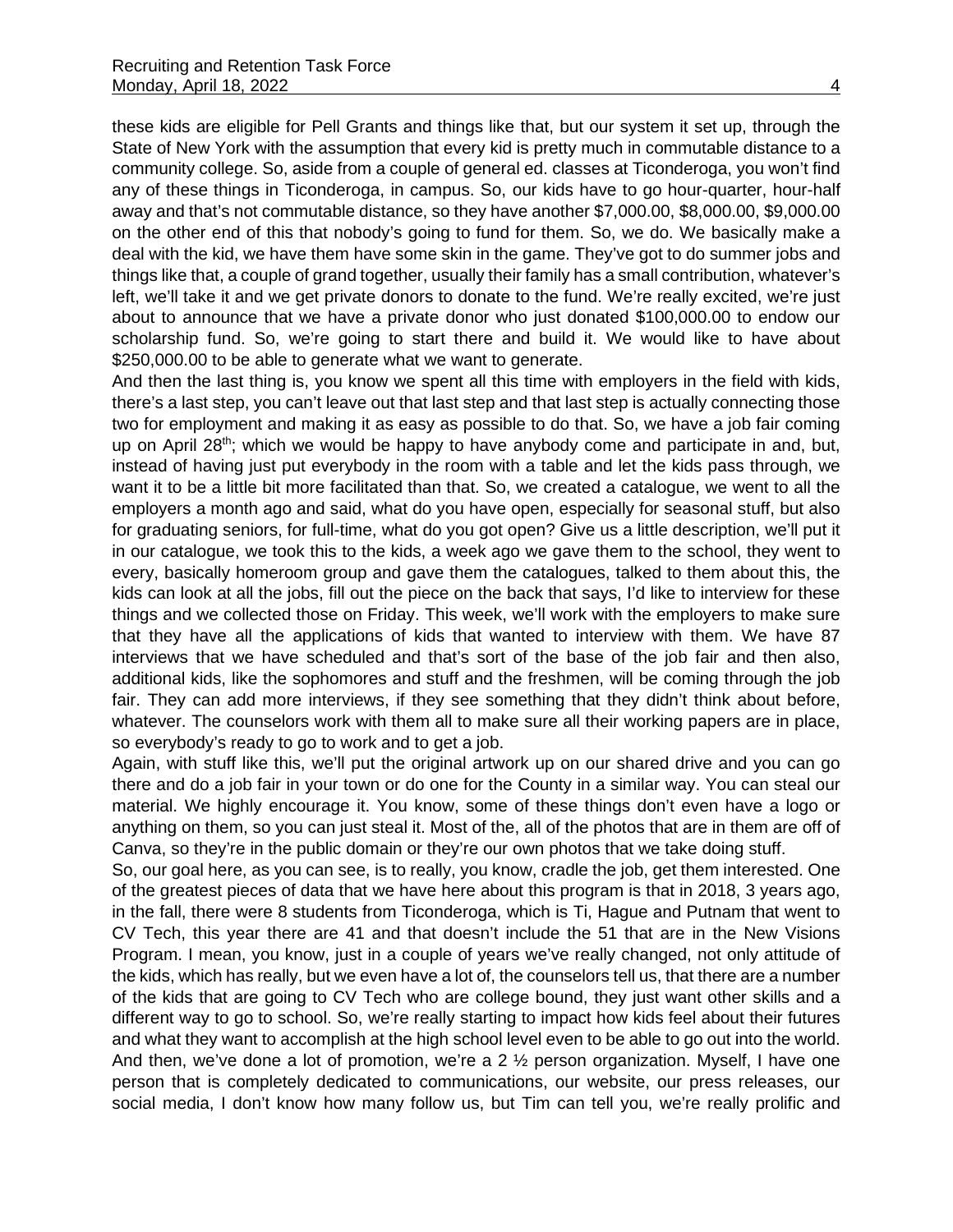these kids are eligible for Pell Grants and things like that, but our system it set up, through the State of New York with the assumption that every kid is pretty much in commutable distance to a community college. So, aside from a couple of general ed. classes at Ticonderoga, you won't find any of these things in Ticonderoga, in campus. So, our kids have to go hour-quarter, hour-half away and that's not commutable distance, so they have another $7,000.00, $8,000.00, $9,000.00 on the other end of this that nobody's going to fund for them. So, we do. We basically make a deal with the kid, we have them have some skin in the game. They've got to do summer jobs and things like that, a couple of grand together, usually their family has a small contribution, whatever's left, we'll take it and we get private donors to donate to the fund. We're really excited, we're just about to announce that we have a private donor who just donated $100,000.00 to endow our scholarship fund. So, we're going to start there and build it. We would like to have about $250,000.00 to be able to generate what we want to generate.

And then the last thing is, you know we spent all this time with employers in the field with kids, there's a last step, you can't leave out that last step and that last step is actually connecting those two for employment and making it as easy as possible to do that. So, we have a job fair coming up on April 28th; which we would be happy to have anybody come and participate in and, but, instead of having just put everybody in the room with a table and let the kids pass through, we want it to be a little bit more facilitated than that. So, we created a catalogue, we went to all the employers a month ago and said, what do you have open, especially for seasonal stuff, but also for graduating seniors, for full-time, what do you got open? Give us a little description, we'll put it in our catalogue, we took this to the kids, a week ago we gave them to the school, they went to every, basically homeroom group and gave them the catalogues, talked to them about this, the kids can look at all the jobs, fill out the piece on the back that says, I'd like to interview for these things and we collected those on Friday. This week, we'll work with the employers to make sure that they have all the applications of kids that wanted to interview with them. We have 87 interviews that we have scheduled and that's sort of the base of the job fair and then also, additional kids, like the sophomores and stuff and the freshmen, will be coming through the job fair. They can add more interviews, if they see something that they didn't think about before, whatever. The counselors work with them all to make sure all their working papers are in place, so everybody's ready to go to work and to get a job.

Again, with stuff like this, we'll put the original artwork up on our shared drive and you can go there and do a job fair in your town or do one for the County in a similar way. You can steal our material. We highly encourage it. You know, some of these things don't even have a logo or anything on them, so you can just steal it. Most of the, all of the photos that are in them are off of Canva, so they're in the public domain or they're our own photos that we take doing stuff.

So, our goal here, as you can see, is to really, you know, cradle the job, get them interested. One of the greatest pieces of data that we have here about this program is that in 2018, 3 years ago, in the fall, there were 8 students from Ticonderoga, which is Ti, Hague and Putnam that went to CV Tech, this year there are 41 and that doesn't include the 51 that are in the New Visions Program. I mean, you know, just in a couple of years we've really changed, not only attitude of the kids, which has really, but we even have a lot of, the counselors tell us, that there are a number of the kids that are going to CV Tech who are college bound, they just want other skills and a different way to go to school. So, we're really starting to impact how kids feel about their futures and what they want to accomplish at the high school level even to be able to go out into the world.

And then, we've done a lot of promotion, we're a 2 ½ person organization. Myself, I have one person that is completely dedicated to communications, our website, our press releases, our social media, I don't know how many follow us, but Tim can tell you, we're really prolific and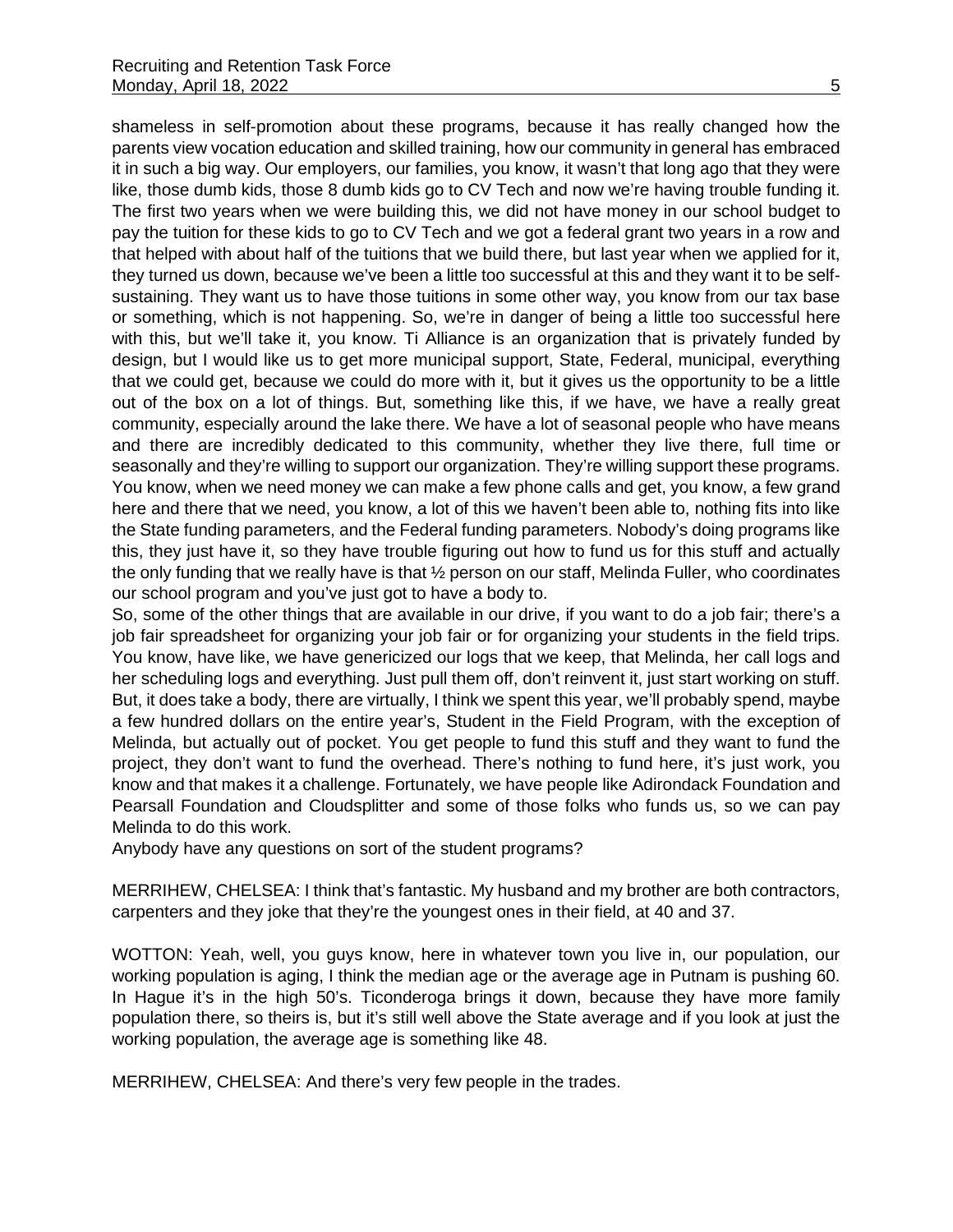shameless in self-promotion about these programs, because it has really changed how the parents view vocation education and skilled training, how our community in general has embraced it in such a big way. Our employers, our families, you know, it wasn't that long ago that they were like, those dumb kids, those 8 dumb kids go to CV Tech and now we're having trouble funding it. The first two years when we were building this, we did not have money in our school budget to pay the tuition for these kids to go to CV Tech and we got a federal grant two years in a row and that helped with about half of the tuitions that we build there, but last year when we applied for it, they turned us down, because we've been a little too successful at this and they want it to be self-sustaining. They want us to have those tuitions in some other way, you know from our tax base or something, which is not happening. So, we're in danger of being a little too successful here with this, but we'll take it, you know. Ti Alliance is an organization that is privately funded by design, but I would like us to get more municipal support, State, Federal, municipal, everything that we could get, because we could do more with it, but it gives us the opportunity to be a little out of the box on a lot of things. But, something like this, if we have, we have a really great community, especially around the lake there. We have a lot of seasonal people who have means and there are incredibly dedicated to this community, whether they live there, full time or seasonally and they're willing to support our organization. They're willing support these programs. You know, when we need money we can make a few phone calls and get, you know, a few grand here and there that we need, you know, a lot of this we haven't been able to, nothing fits into like the State funding parameters, and the Federal funding parameters. Nobody's doing programs like this, they just have it, so they have trouble figuring out how to fund us for this stuff and actually the only funding that we really have is that ½ person on our staff, Melinda Fuller, who coordinates our school program and you've just got to have a body to.

So, some of the other things that are available in our drive, if you want to do a job fair; there's a job fair spreadsheet for organizing your job fair or for organizing your students in the field trips. You know, have like, we have genericized our logs that we keep, that Melinda, her call logs and her scheduling logs and everything. Just pull them off, don't reinvent it, just start working on stuff. But, it does take a body, there are virtually, I think we spent this year, we'll probably spend, maybe a few hundred dollars on the entire year's, Student in the Field Program, with the exception of Melinda, but actually out of pocket. You get people to fund this stuff and they want to fund the project, they don't want to fund the overhead. There's nothing to fund here, it's just work, you know and that makes it a challenge. Fortunately, we have people like Adirondack Foundation and Pearsall Foundation and Cloudsplitter and some of those folks who funds us, so we can pay Melinda to do this work.

Anybody have any questions on sort of the student programs?

MERRIHEW, CHELSEA: I think that's fantastic. My husband and my brother are both contractors, carpenters and they joke that they're the youngest ones in their field, at 40 and 37.

WOTTON: Yeah, well, you guys know, here in whatever town you live in, our population, our working population is aging, I think the median age or the average age in Putnam is pushing 60. In Hague it's in the high 50's. Ticonderoga brings it down, because they have more family population there, so theirs is, but it's still well above the State average and if you look at just the working population, the average age is something like 48.

MERRIHEW, CHELSEA: And there's very few people in the trades.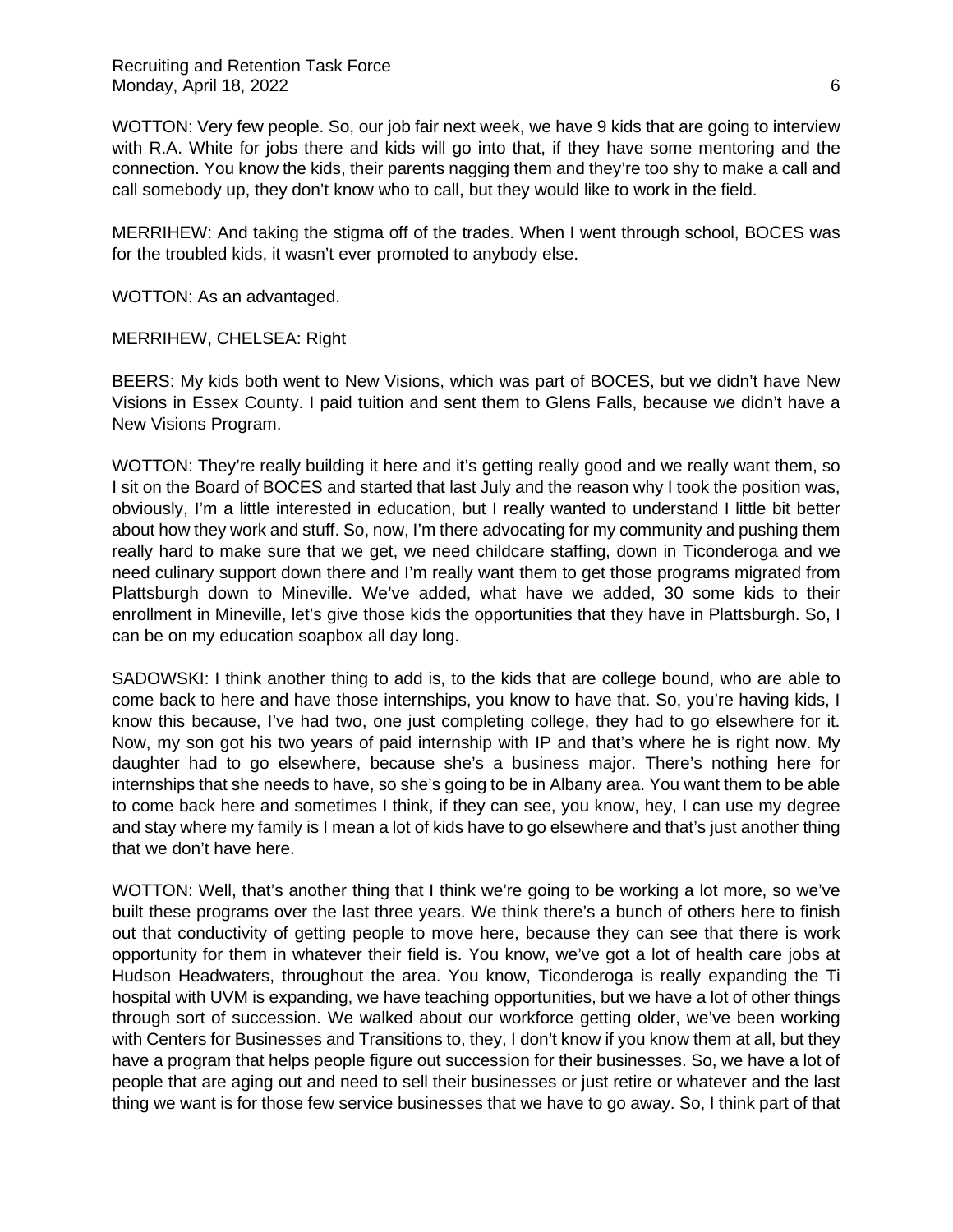WOTTON: Very few people. So, our job fair next week, we have 9 kids that are going to interview with R.A. White for jobs there and kids will go into that, if they have some mentoring and the connection. You know the kids, their parents nagging them and they're too shy to make a call and call somebody up, they don't know who to call, but they would like to work in the field.

MERRIHEW: And taking the stigma off of the trades. When I went through school, BOCES was for the troubled kids, it wasn't ever promoted to anybody else.

WOTTON: As an advantaged.

MERRIHEW, CHELSEA: Right

BEERS: My kids both went to New Visions, which was part of BOCES, but we didn't have New Visions in Essex County. I paid tuition and sent them to Glens Falls, because we didn't have a New Visions Program.

WOTTON: They're really building it here and it's getting really good and we really want them, so I sit on the Board of BOCES and started that last July and the reason why I took the position was, obviously, I'm a little interested in education, but I really wanted to understand I little bit better about how they work and stuff. So, now, I'm there advocating for my community and pushing them really hard to make sure that we get, we need childcare staffing, down in Ticonderoga and we need culinary support down there and I'm really want them to get those programs migrated from Plattsburgh down to Mineville. We've added, what have we added, 30 some kids to their enrollment in Mineville, let's give those kids the opportunities that they have in Plattsburgh. So, I can be on my education soapbox all day long.

SADOWSKI: I think another thing to add is, to the kids that are college bound, who are able to come back to here and have those internships, you know to have that. So, you're having kids, I know this because, I've had two, one just completing college, they had to go elsewhere for it. Now, my son got his two years of paid internship with IP and that's where he is right now. My daughter had to go elsewhere, because she's a business major. There's nothing here for internships that she needs to have, so she's going to be in Albany area. You want them to be able to come back here and sometimes I think, if they can see, you know, hey, I can use my degree and stay where my family is I mean a lot of kids have to go elsewhere and that's just another thing that we don't have here.

WOTTON: Well, that's another thing that I think we're going to be working a lot more, so we've built these programs over the last three years. We think there's a bunch of others here to finish out that conductivity of getting people to move here, because they can see that there is work opportunity for them in whatever their field is. You know, we've got a lot of health care jobs at Hudson Headwaters, throughout the area. You know, Ticonderoga is really expanding the Ti hospital with UVM is expanding, we have teaching opportunities, but we have a lot of other things through sort of succession. We walked about our workforce getting older, we've been working with Centers for Businesses and Transitions to, they, I don't know if you know them at all, but they have a program that helps people figure out succession for their businesses. So, we have a lot of people that are aging out and need to sell their businesses or just retire or whatever and the last thing we want is for those few service businesses that we have to go away. So, I think part of that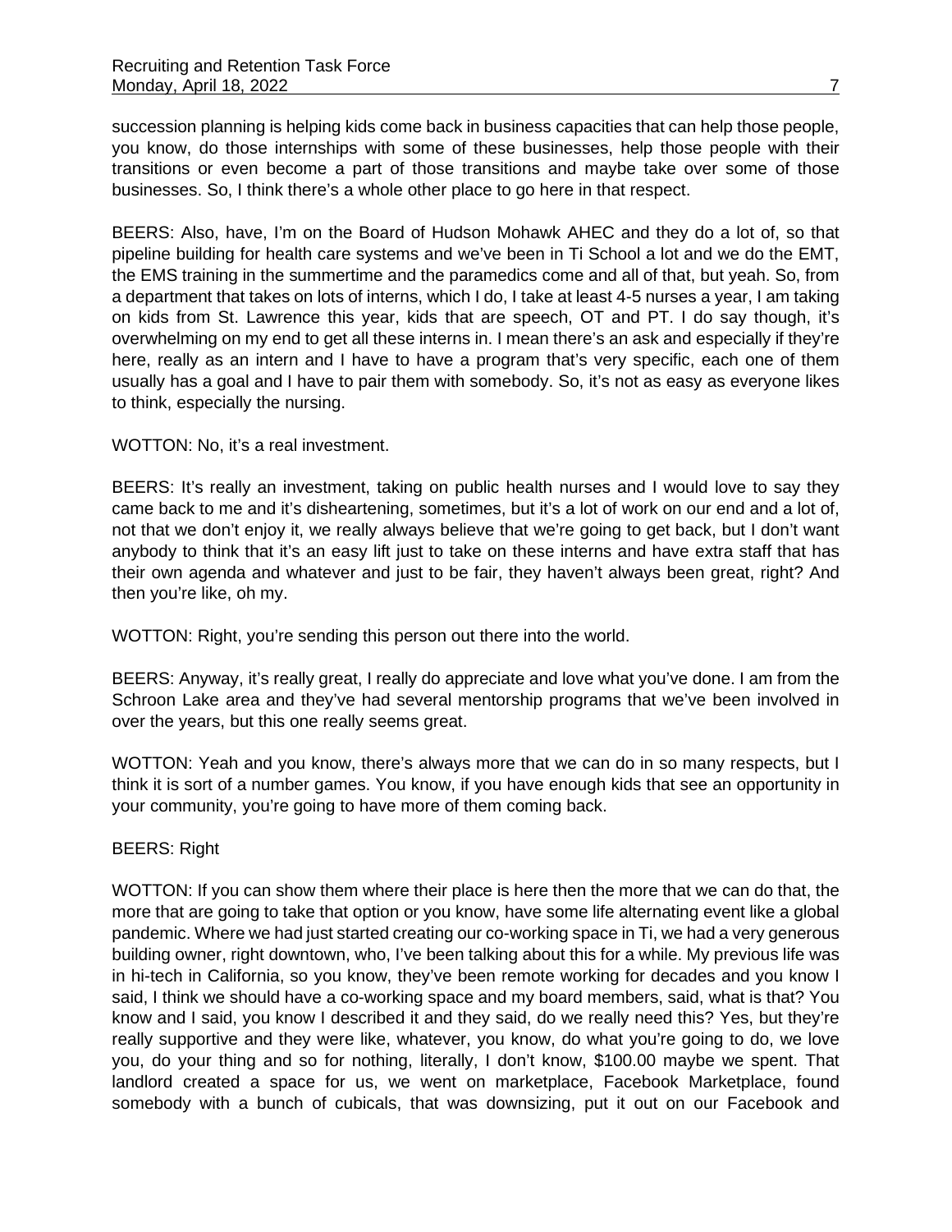succession planning is helping kids come back in business capacities that can help those people, you know, do those internships with some of these businesses, help those people with their transitions or even become a part of those transitions and maybe take over some of those businesses. So, I think there's a whole other place to go here in that respect.

BEERS: Also, have, I'm on the Board of Hudson Mohawk AHEC and they do a lot of, so that pipeline building for health care systems and we've been in Ti School a lot and we do the EMT, the EMS training in the summertime and the paramedics come and all of that, but yeah. So, from a department that takes on lots of interns, which I do, I take at least 4-5 nurses a year, I am taking on kids from St. Lawrence this year, kids that are speech, OT and PT. I do say though, it's overwhelming on my end to get all these interns in. I mean there's an ask and especially if they're here, really as an intern and I have to have a program that's very specific, each one of them usually has a goal and I have to pair them with somebody. So, it's not as easy as everyone likes to think, especially the nursing.

WOTTON: No, it's a real investment.

BEERS: It's really an investment, taking on public health nurses and I would love to say they came back to me and it's disheartening, sometimes, but it's a lot of work on our end and a lot of, not that we don't enjoy it, we really always believe that we're going to get back, but I don't want anybody to think that it's an easy lift just to take on these interns and have extra staff that has their own agenda and whatever and just to be fair, they haven't always been great, right? And then you're like, oh my.

WOTTON: Right, you're sending this person out there into the world.

BEERS: Anyway, it's really great, I really do appreciate and love what you've done. I am from the Schroon Lake area and they've had several mentorship programs that we've been involved in over the years, but this one really seems great.

WOTTON: Yeah and you know, there's always more that we can do in so many respects, but I think it is sort of a number games. You know, if you have enough kids that see an opportunity in your community, you're going to have more of them coming back.

BEERS: Right

WOTTON: If you can show them where their place is here then the more that we can do that, the more that are going to take that option or you know, have some life alternating event like a global pandemic. Where we had just started creating our co-working space in Ti, we had a very generous building owner, right downtown, who, I've been talking about this for a while. My previous life was in hi-tech in California, so you know, they've been remote working for decades and you know I said, I think we should have a co-working space and my board members, said, what is that? You know and I said, you know I described it and they said, do we really need this? Yes, but they're really supportive and they were like, whatever, you know, do what you're going to do, we love you, do your thing and so for nothing, literally, I don't know, $100.00 maybe we spent. That landlord created a space for us, we went on marketplace, Facebook Marketplace, found somebody with a bunch of cubicals, that was downsizing, put it out on our Facebook and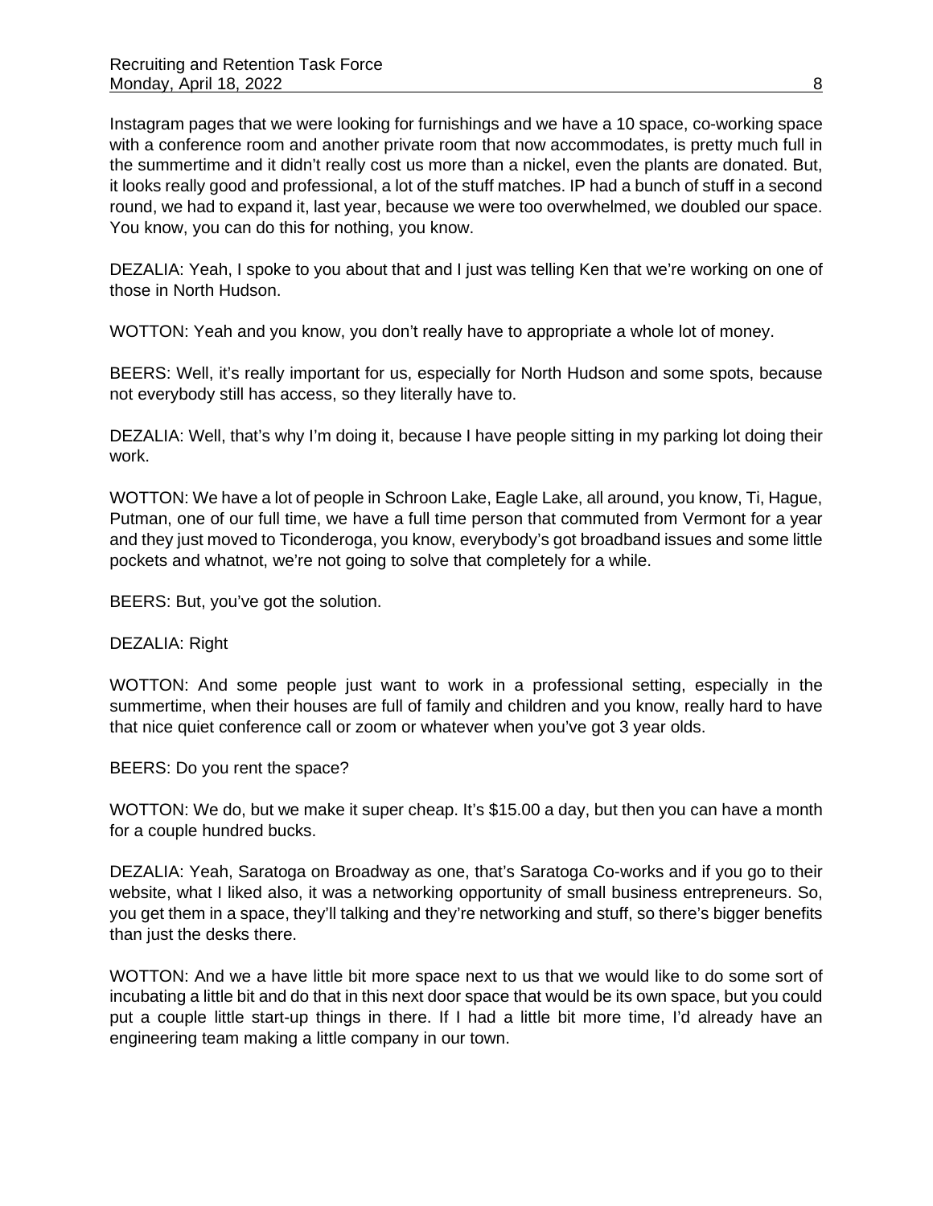Instagram pages that we were looking for furnishings and we have a 10 space, co-working space with a conference room and another private room that now accommodates, is pretty much full in the summertime and it didn't really cost us more than a nickel, even the plants are donated. But, it looks really good and professional, a lot of the stuff matches. IP had a bunch of stuff in a second round, we had to expand it, last year, because we were too overwhelmed, we doubled our space. You know, you can do this for nothing, you know.

DEZALIA: Yeah, I spoke to you about that and I just was telling Ken that we're working on one of those in North Hudson.

WOTTON: Yeah and you know, you don't really have to appropriate a whole lot of money.

BEERS: Well, it's really important for us, especially for North Hudson and some spots, because not everybody still has access, so they literally have to.

DEZALIA: Well, that's why I'm doing it, because I have people sitting in my parking lot doing their work.

WOTTON: We have a lot of people in Schroon Lake, Eagle Lake, all around, you know, Ti, Hague, Putman, one of our full time, we have a full time person that commuted from Vermont for a year and they just moved to Ticonderoga, you know, everybody's got broadband issues and some little pockets and whatnot, we're not going to solve that completely for a while.

BEERS: But, you've got the solution.

DEZALIA: Right

WOTTON: And some people just want to work in a professional setting, especially in the summertime, when their houses are full of family and children and you know, really hard to have that nice quiet conference call or zoom or whatever when you've got 3 year olds.

BEERS: Do you rent the space?

WOTTON: We do, but we make it super cheap. It's $15.00 a day, but then you can have a month for a couple hundred bucks.

DEZALIA: Yeah, Saratoga on Broadway as one, that's Saratoga Co-works and if you go to their website, what I liked also, it was a networking opportunity of small business entrepreneurs. So, you get them in a space, they'll talking and they're networking and stuff, so there's bigger benefits than just the desks there.

WOTTON: And we a have little bit more space next to us that we would like to do some sort of incubating a little bit and do that in this next door space that would be its own space, but you could put a couple little start-up things in there. If I had a little bit more time, I'd already have an engineering team making a little company in our town.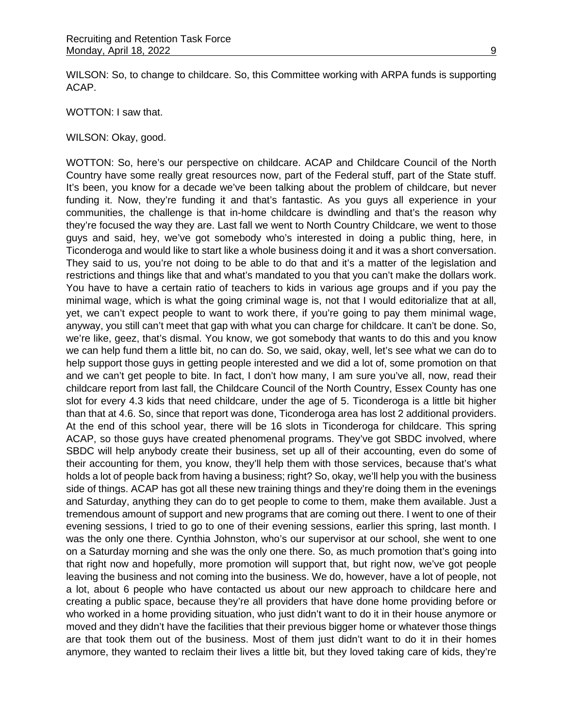WILSON: So, to change to childcare. So, this Committee working with ARPA funds is supporting ACAP.

WOTTON: I saw that.

WILSON: Okay, good.

WOTTON: So, here's our perspective on childcare. ACAP and Childcare Council of the North Country have some really great resources now, part of the Federal stuff, part of the State stuff. It's been, you know for a decade we've been talking about the problem of childcare, but never funding it. Now, they're funding it and that's fantastic. As you guys all experience in your communities, the challenge is that in-home childcare is dwindling and that's the reason why they're focused the way they are. Last fall we went to North Country Childcare, we went to those guys and said, hey, we've got somebody who's interested in doing a public thing, here, in Ticonderoga and would like to start like a whole business doing it and it was a short conversation. They said to us, you're not doing to be able to do that and it's a matter of the legislation and restrictions and things like that and what's mandated to you that you can't make the dollars work. You have to have a certain ratio of teachers to kids in various age groups and if you pay the minimal wage, which is what the going criminal wage is, not that I would editorialize that at all, yet, we can't expect people to want to work there, if you're going to pay them minimal wage, anyway, you still can't meet that gap with what you can charge for childcare. It can't be done. So, we're like, geez, that's dismal. You know, we got somebody that wants to do this and you know we can help fund them a little bit, no can do. So, we said, okay, well, let's see what we can do to help support those guys in getting people interested and we did a lot of, some promotion on that and we can't get people to bite. In fact, I don't how many, I am sure you've all, now, read their childcare report from last fall, the Childcare Council of the North Country, Essex County has one slot for every 4.3 kids that need childcare, under the age of 5. Ticonderoga is a little bit higher than that at 4.6. So, since that report was done, Ticonderoga area has lost 2 additional providers. At the end of this school year, there will be 16 slots in Ticonderoga for childcare. This spring ACAP, so those guys have created phenomenal programs. They've got SBDC involved, where SBDC will help anybody create their business, set up all of their accounting, even do some of their accounting for them, you know, they'll help them with those services, because that's what holds a lot of people back from having a business; right? So, okay, we'll help you with the business side of things. ACAP has got all these new training things and they're doing them in the evenings and Saturday, anything they can do to get people to come to them, make them available. Just a tremendous amount of support and new programs that are coming out there. I went to one of their evening sessions, I tried to go to one of their evening sessions, earlier this spring, last month. I was the only one there. Cynthia Johnston, who's our supervisor at our school, she went to one on a Saturday morning and she was the only one there. So, as much promotion that's going into that right now and hopefully, more promotion will support that, but right now, we've got people leaving the business and not coming into the business. We do, however, have a lot of people, not a lot, about 6 people who have contacted us about our new approach to childcare here and creating a public space, because they're all providers that have done home providing before or who worked in a home providing situation, who just didn't want to do it in their house anymore or moved and they didn't have the facilities that their previous bigger home or whatever those things are that took them out of the business. Most of them just didn't want to do it in their homes anymore, they wanted to reclaim their lives a little bit, but they loved taking care of kids, they're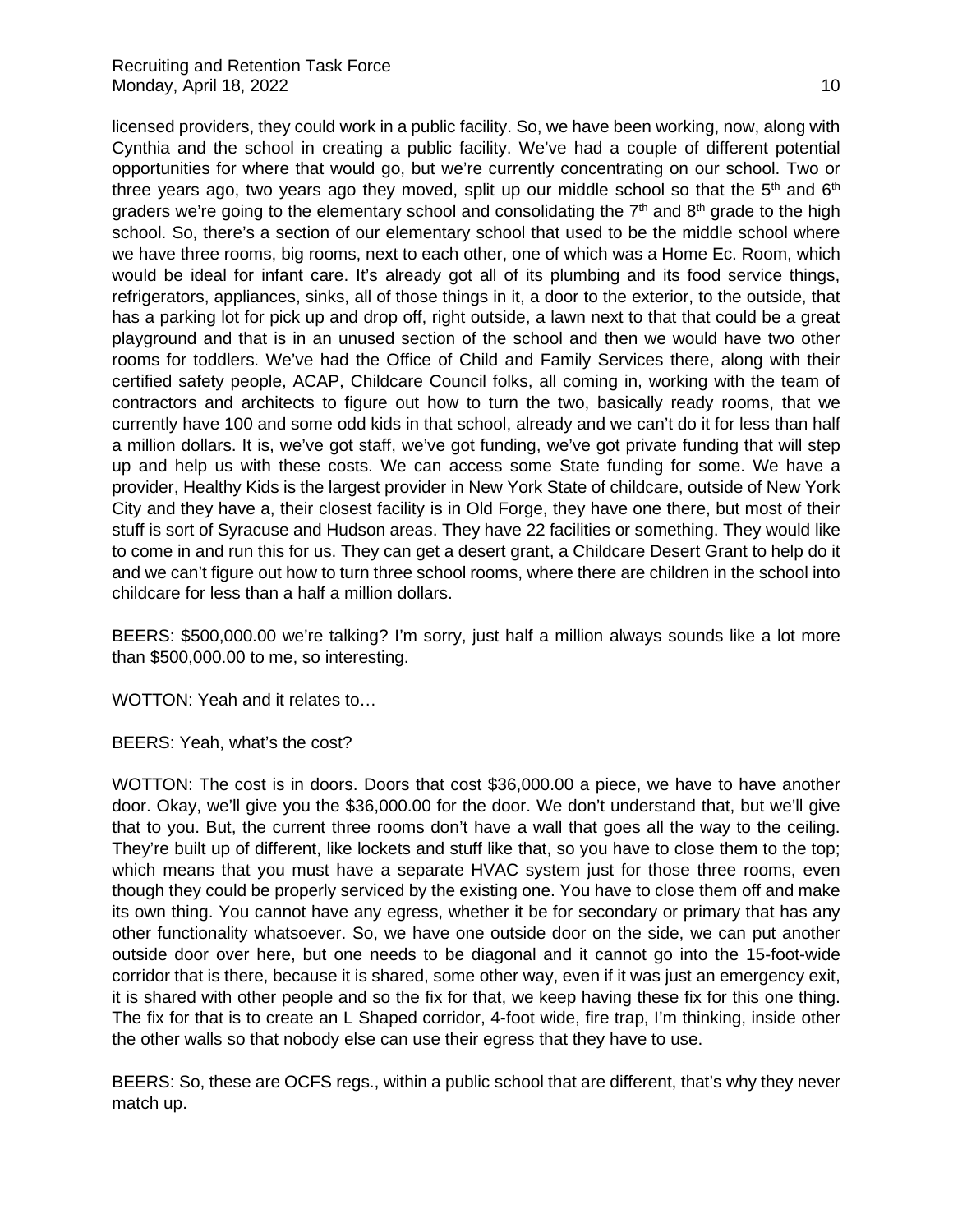licensed providers, they could work in a public facility. So, we have been working, now, along with Cynthia and the school in creating a public facility. We've had a couple of different potential opportunities for where that would go, but we're currently concentrating on our school. Two or three years ago, two years ago they moved, split up our middle school so that the 5th and 6th graders we're going to the elementary school and consolidating the 7th and 8th grade to the high school. So, there's a section of our elementary school that used to be the middle school where we have three rooms, big rooms, next to each other, one of which was a Home Ec. Room, which would be ideal for infant care. It's already got all of its plumbing and its food service things, refrigerators, appliances, sinks, all of those things in it, a door to the exterior, to the outside, that has a parking lot for pick up and drop off, right outside, a lawn next to that that could be a great playground and that is in an unused section of the school and then we would have two other rooms for toddlers. We've had the Office of Child and Family Services there, along with their certified safety people, ACAP, Childcare Council folks, all coming in, working with the team of contractors and architects to figure out how to turn the two, basically ready rooms, that we currently have 100 and some odd kids in that school, already and we can't do it for less than half a million dollars. It is, we've got staff, we've got funding, we've got private funding that will step up and help us with these costs. We can access some State funding for some. We have a provider, Healthy Kids is the largest provider in New York State of childcare, outside of New York City and they have a, their closest facility is in Old Forge, they have one there, but most of their stuff is sort of Syracuse and Hudson areas. They have 22 facilities or something. They would like to come in and run this for us. They can get a desert grant, a Childcare Desert Grant to help do it and we can't figure out how to turn three school rooms, where there are children in the school into childcare for less than a half a million dollars.

BEERS: $500,000.00 we're talking? I'm sorry, just half a million always sounds like a lot more than $500,000.00 to me, so interesting.

WOTTON: Yeah and it relates to…

BEERS: Yeah, what's the cost?

WOTTON: The cost is in doors. Doors that cost $36,000.00 a piece, we have to have another door. Okay, we'll give you the $36,000.00 for the door. We don't understand that, but we'll give that to you. But, the current three rooms don't have a wall that goes all the way to the ceiling. They're built up of different, like lockets and stuff like that, so you have to close them to the top; which means that you must have a separate HVAC system just for those three rooms, even though they could be properly serviced by the existing one. You have to close them off and make its own thing. You cannot have any egress, whether it be for secondary or primary that has any other functionality whatsoever. So, we have one outside door on the side, we can put another outside door over here, but one needs to be diagonal and it cannot go into the 15-foot-wide corridor that is there, because it is shared, some other way, even if it was just an emergency exit, it is shared with other people and so the fix for that, we keep having these fix for this one thing. The fix for that is to create an L Shaped corridor, 4-foot wide, fire trap, I'm thinking, inside other the other walls so that nobody else can use their egress that they have to use.

BEERS: So, these are OCFS regs., within a public school that are different, that's why they never match up.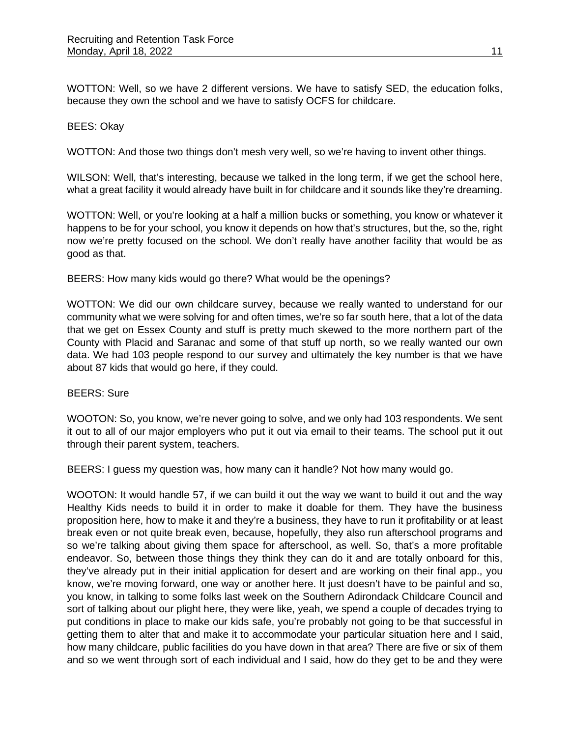WOTTON: Well, so we have 2 different versions. We have to satisfy SED, the education folks, because they own the school and we have to satisfy OCFS for childcare.

BEES: Okay

WOTTON: And those two things don't mesh very well, so we're having to invent other things.

WILSON: Well, that's interesting, because we talked in the long term, if we get the school here, what a great facility it would already have built in for childcare and it sounds like they're dreaming.

WOTTON: Well, or you're looking at a half a million bucks or something, you know or whatever it happens to be for your school, you know it depends on how that's structures, but the, so the, right now we're pretty focused on the school. We don't really have another facility that would be as good as that.

BEERS: How many kids would go there? What would be the openings?

WOTTON: We did our own childcare survey, because we really wanted to understand for our community what we were solving for and often times, we're so far south here, that a lot of the data that we get on Essex County and stuff is pretty much skewed to the more northern part of the County with Placid and Saranac and some of that stuff up north, so we really wanted our own data. We had 103 people respond to our survey and ultimately the key number is that we have about 87 kids that would go here, if they could.

BEERS: Sure

WOOTON: So, you know, we're never going to solve, and we only had 103 respondents. We sent it out to all of our major employers who put it out via email to their teams. The school put it out through their parent system, teachers.

BEERS: I guess my question was, how many can it handle? Not how many would go.

WOOTON: It would handle 57, if we can build it out the way we want to build it out and the way Healthy Kids needs to build it in order to make it doable for them. They have the business proposition here, how to make it and they're a business, they have to run it profitability or at least break even or not quite break even, because, hopefully, they also run afterschool programs and so we're talking about giving them space for afterschool, as well. So, that's a more profitable endeavor. So, between those things they think they can do it and are totally onboard for this, they've already put in their initial application for desert and are working on their final app., you know, we're moving forward, one way or another here. It just doesn't have to be painful and so, you know, in talking to some folks last week on the Southern Adirondack Childcare Council and sort of talking about our plight here, they were like, yeah, we spend a couple of decades trying to put conditions in place to make our kids safe, you're probably not going to be that successful in getting them to alter that and make it to accommodate your particular situation here and I said, how many childcare, public facilities do you have down in that area? There are five or six of them and so we went through sort of each individual and I said, how do they get to be and they were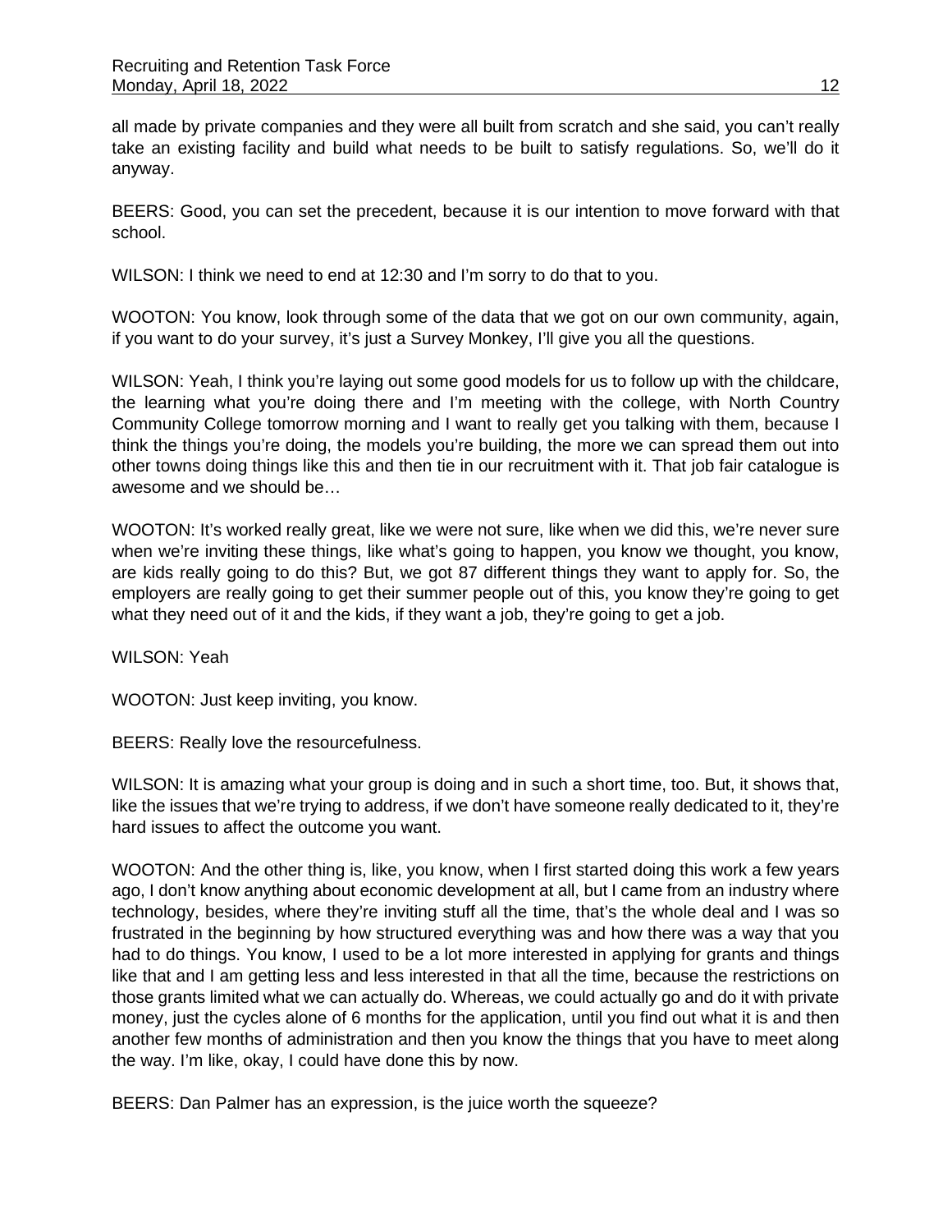all made by private companies and they were all built from scratch and she said, you can't really take an existing facility and build what needs to be built to satisfy regulations. So, we'll do it anyway.

BEERS: Good, you can set the precedent, because it is our intention to move forward with that school.

WILSON: I think we need to end at 12:30 and I'm sorry to do that to you.

WOOTON: You know, look through some of the data that we got on our own community, again, if you want to do your survey, it's just a Survey Monkey, I'll give you all the questions.

WILSON: Yeah, I think you're laying out some good models for us to follow up with the childcare, the learning what you're doing there and I'm meeting with the college, with North Country Community College tomorrow morning and I want to really get you talking with them, because I think the things you're doing, the models you're building, the more we can spread them out into other towns doing things like this and then tie in our recruitment with it. That job fair catalogue is awesome and we should be…

WOOTON: It's worked really great, like we were not sure, like when we did this, we're never sure when we're inviting these things, like what's going to happen, you know we thought, you know, are kids really going to do this? But, we got 87 different things they want to apply for. So, the employers are really going to get their summer people out of this, you know they're going to get what they need out of it and the kids, if they want a job, they're going to get a job.

WILSON: Yeah

WOOTON: Just keep inviting, you know.

BEERS: Really love the resourcefulness.

WILSON: It is amazing what your group is doing and in such a short time, too. But, it shows that, like the issues that we're trying to address, if we don't have someone really dedicated to it, they're hard issues to affect the outcome you want.

WOOTON: And the other thing is, like, you know, when I first started doing this work a few years ago, I don't know anything about economic development at all, but I came from an industry where technology, besides, where they're inviting stuff all the time, that's the whole deal and I was so frustrated in the beginning by how structured everything was and how there was a way that you had to do things. You know, I used to be a lot more interested in applying for grants and things like that and I am getting less and less interested in that all the time, because the restrictions on those grants limited what we can actually do. Whereas, we could actually go and do it with private money, just the cycles alone of 6 months for the application, until you find out what it is and then another few months of administration and then you know the things that you have to meet along the way. I'm like, okay, I could have done this by now.

BEERS: Dan Palmer has an expression, is the juice worth the squeeze?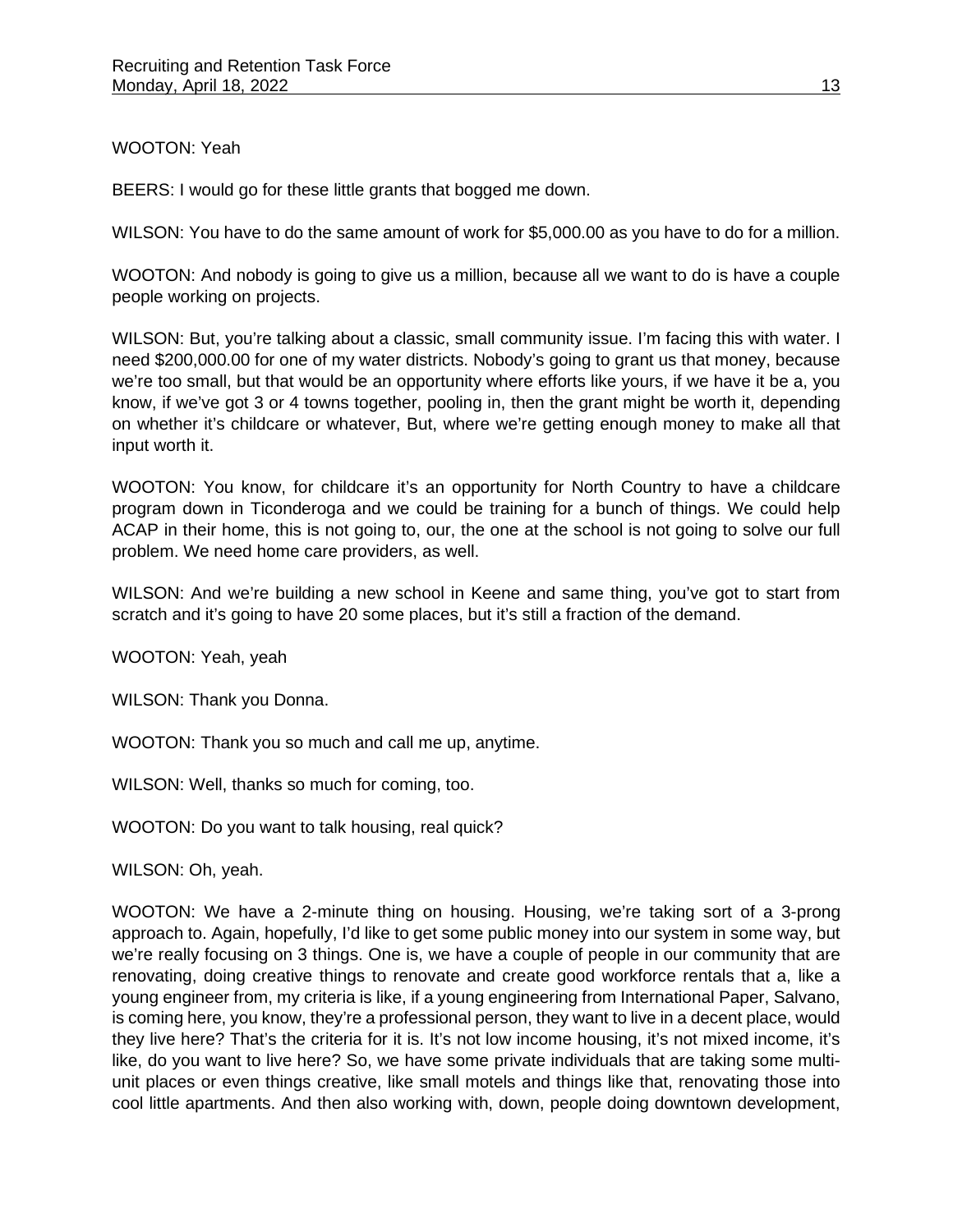WOOTON: Yeah

BEERS: I would go for these little grants that bogged me down.

WILSON: You have to do the same amount of work for $5,000.00 as you have to do for a million.

WOOTON: And nobody is going to give us a million, because all we want to do is have a couple people working on projects.

WILSON: But, you're talking about a classic, small community issue. I'm facing this with water. I need $200,000.00 for one of my water districts. Nobody's going to grant us that money, because we're too small, but that would be an opportunity where efforts like yours, if we have it be a, you know, if we've got 3 or 4 towns together, pooling in, then the grant might be worth it, depending on whether it's childcare or whatever, But, where we're getting enough money to make all that input worth it.

WOOTON: You know, for childcare it's an opportunity for North Country to have a childcare program down in Ticonderoga and we could be training for a bunch of things. We could help ACAP in their home, this is not going to, our, the one at the school is not going to solve our full problem. We need home care providers, as well.

WILSON: And we're building a new school in Keene and same thing, you've got to start from scratch and it's going to have 20 some places, but it's still a fraction of the demand.

WOOTON: Yeah, yeah

WILSON: Thank you Donna.

WOOTON: Thank you so much and call me up, anytime.

WILSON: Well, thanks so much for coming, too.

WOOTON: Do you want to talk housing, real quick?

WILSON: Oh, yeah.

WOOTON: We have a 2-minute thing on housing. Housing, we're taking sort of a 3-prong approach to. Again, hopefully, I'd like to get some public money into our system in some way, but we're really focusing on 3 things. One is, we have a couple of people in our community that are renovating, doing creative things to renovate and create good workforce rentals that a, like a young engineer from, my criteria is like, if a young engineering from International Paper, Salvano, is coming here, you know, they're a professional person, they want to live in a decent place, would they live here? That's the criteria for it is. It's not low income housing, it's not mixed income, it's like, do you want to live here? So, we have some private individuals that are taking some multi-unit places or even things creative, like small motels and things like that, renovating those into cool little apartments. And then also working with, down, people doing downtown development,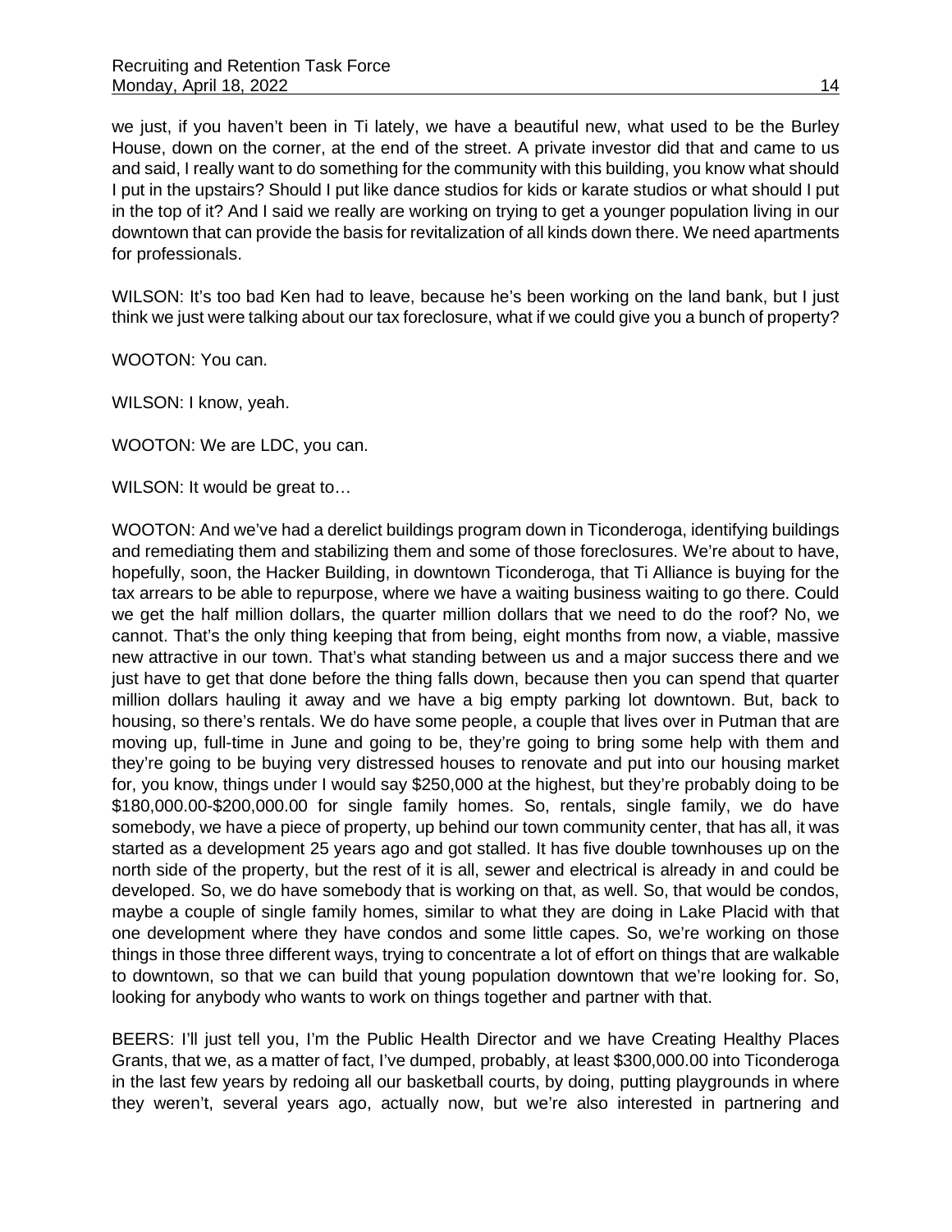we just, if you haven't been in Ti lately, we have a beautiful new, what used to be the Burley House, down on the corner, at the end of the street. A private investor did that and came to us and said, I really want to do something for the community with this building, you know what should I put in the upstairs? Should I put like dance studios for kids or karate studios or what should I put in the top of it? And I said we really are working on trying to get a younger population living in our downtown that can provide the basis for revitalization of all kinds down there. We need apartments for professionals.

WILSON: It's too bad Ken had to leave, because he's been working on the land bank, but I just think we just were talking about our tax foreclosure, what if we could give you a bunch of property?

WOOTON: You can.

WILSON: I know, yeah.

WOOTON: We are LDC, you can.

WILSON: It would be great to…

WOOTON: And we've had a derelict buildings program down in Ticonderoga, identifying buildings and remediating them and stabilizing them and some of those foreclosures. We're about to have, hopefully, soon, the Hacker Building, in downtown Ticonderoga, that Ti Alliance is buying for the tax arrears to be able to repurpose, where we have a waiting business waiting to go there. Could we get the half million dollars, the quarter million dollars that we need to do the roof? No, we cannot. That's the only thing keeping that from being, eight months from now, a viable, massive new attractive in our town. That's what standing between us and a major success there and we just have to get that done before the thing falls down, because then you can spend that quarter million dollars hauling it away and we have a big empty parking lot downtown. But, back to housing, so there's rentals. We do have some people, a couple that lives over in Putman that are moving up, full-time in June and going to be, they're going to bring some help with them and they're going to be buying very distressed houses to renovate and put into our housing market for, you know, things under I would say $250,000 at the highest, but they're probably doing to be $180,000.00-$200,000.00 for single family homes. So, rentals, single family, we do have somebody, we have a piece of property, up behind our town community center, that has all, it was started as a development 25 years ago and got stalled. It has five double townhouses up on the north side of the property, but the rest of it is all, sewer and electrical is already in and could be developed. So, we do have somebody that is working on that, as well. So, that would be condos, maybe a couple of single family homes, similar to what they are doing in Lake Placid with that one development where they have condos and some little capes. So, we're working on those things in those three different ways, trying to concentrate a lot of effort on things that are walkable to downtown, so that we can build that young population downtown that we're looking for. So, looking for anybody who wants to work on things together and partner with that.

BEERS: I'll just tell you, I'm the Public Health Director and we have Creating Healthy Places Grants, that we, as a matter of fact, I've dumped, probably, at least $300,000.00 into Ticonderoga in the last few years by redoing all our basketball courts, by doing, putting playgrounds in where they weren't, several years ago, actually now, but we're also interested in partnering and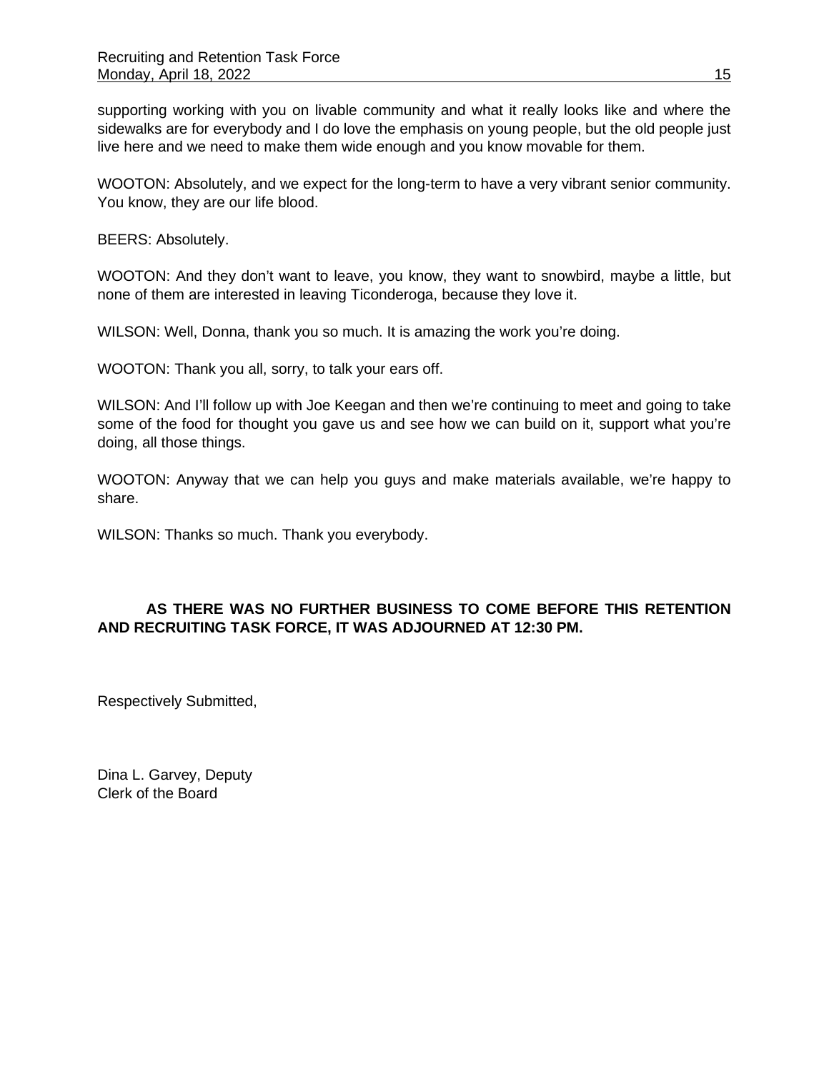supporting working with you on livable community and what it really looks like and where the sidewalks are for everybody and I do love the emphasis on young people, but the old people just live here and we need to make them wide enough and you know movable for them.

WOOTON: Absolutely, and we expect for the long-term to have a very vibrant senior community. You know, they are our life blood.

BEERS: Absolutely.

WOOTON: And they don't want to leave, you know, they want to snowbird, maybe a little, but none of them are interested in leaving Ticonderoga, because they love it.

WILSON: Well, Donna, thank you so much. It is amazing the work you're doing.

WOOTON: Thank you all, sorry, to talk your ears off.

WILSON: And I'll follow up with Joe Keegan and then we're continuing to meet and going to take some of the food for thought you gave us and see how we can build on it, support what you're doing, all those things.

WOOTON: Anyway that we can help you guys and make materials available, we're happy to share.

WILSON: Thanks so much. Thank you everybody.

**AS THERE WAS NO FURTHER BUSINESS TO COME BEFORE THIS RETENTION AND RECRUITING TASK FORCE, IT WAS ADJOURNED AT 12:30 PM.**

Respectively Submitted,

Dina L. Garvey, Deputy
Clerk of the Board